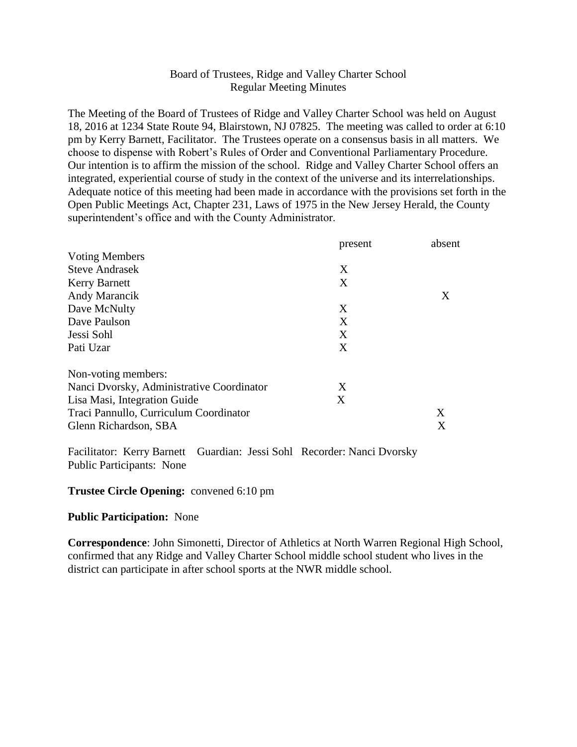Board of Trustees, Ridge and Valley Charter School
Regular Meeting Minutes

The Meeting of the Board of Trustees of Ridge and Valley Charter School was held on August 18, 2016 at 1234 State Route 94, Blairstown, NJ 07825. The meeting was called to order at 6:10 pm by Kerry Barnett, Facilitator. The Trustees operate on a consensus basis in all matters. We choose to dispense with Robert's Rules of Order and Conventional Parliamentary Procedure. Our intention is to affirm the mission of the school. Ridge and Valley Charter School offers an integrated, experiential course of study in the context of the universe and its interrelationships. Adequate notice of this meeting had been made in accordance with the provisions set forth in the Open Public Meetings Act, Chapter 231, Laws of 1975 in the New Jersey Herald, the County superintendent's office and with the County Administrator.

| | present | absent |
|---|---|---|
| Voting Members | | |
| Steve Andrasek | X | |
| Kerry Barnett | X | |
| Andy Marancik | | X |
| Dave McNulty | X | |
| Dave Paulson | X | |
| Jessi Sohl | X | |
| Pati Uzar | X | |
| Non-voting members: | | |
| Nanci Dvorsky, Administrative Coordinator | X | |
| Lisa Masi, Integration Guide | X | |
| Traci Pannullo, Curriculum Coordinator | | X |
| Glenn Richardson, SBA | | X |

Facilitator: Kerry Barnett Guardian: Jessi Sohl Recorder: Nanci Dvorsky
Public Participants: None

**Trustee Circle Opening:** convened 6:10 pm

**Public Participation:** None

**Correspondence**: John Simonetti, Director of Athletics at North Warren Regional High School, confirmed that any Ridge and Valley Charter School middle school student who lives in the district can participate in after school sports at the NWR middle school.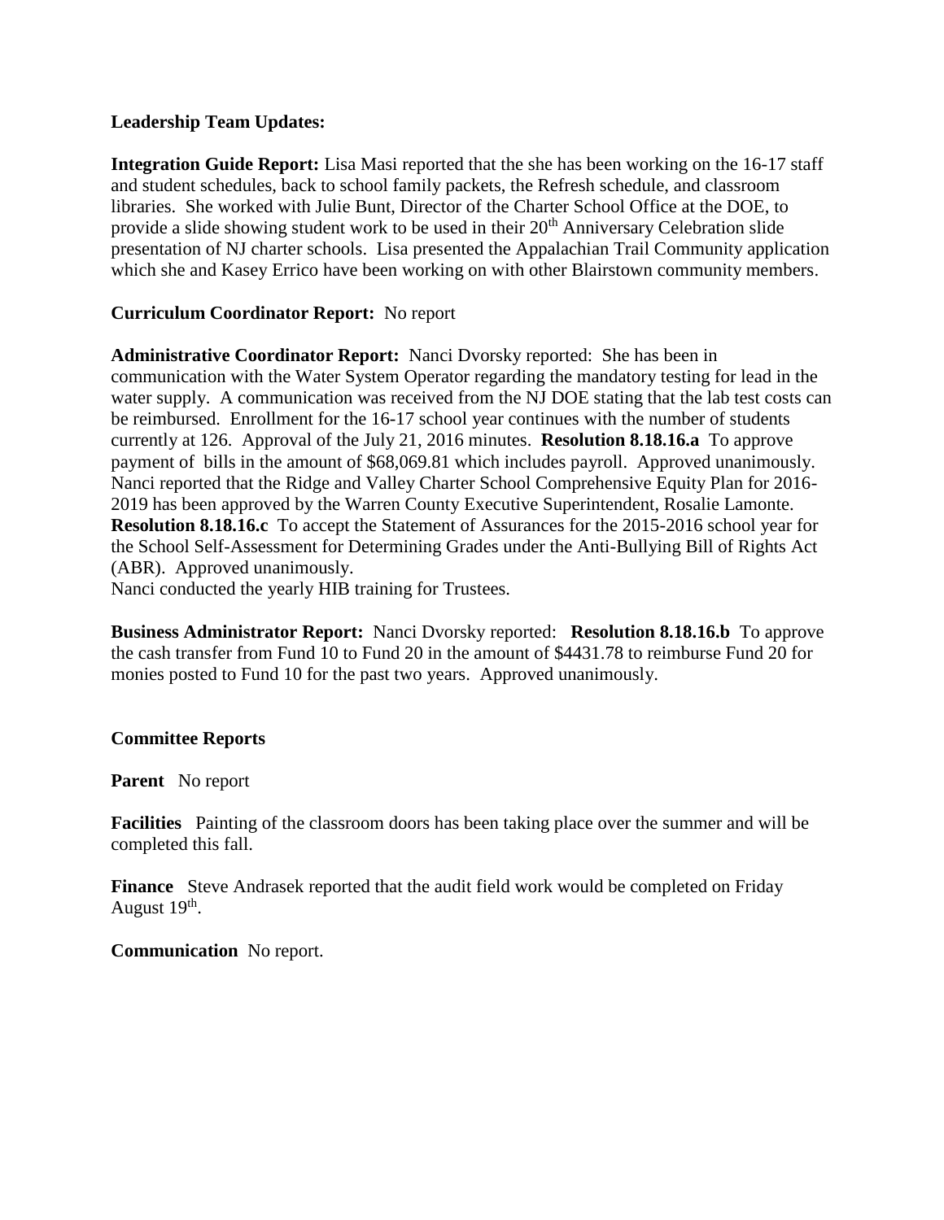**Leadership Team Updates:**

**Integration Guide Report:** Lisa Masi reported that the she has been working on the 16-17 staff and student schedules, back to school family packets, the Refresh schedule, and classroom libraries. She worked with Julie Bunt, Director of the Charter School Office at the DOE, to provide a slide showing student work to be used in their 20th Anniversary Celebration slide presentation of NJ charter schools. Lisa presented the Appalachian Trail Community application which she and Kasey Errico have been working on with other Blairstown community members.

**Curriculum Coordinator Report:** No report

**Administrative Coordinator Report:** Nanci Dvorsky reported: She has been in communication with the Water System Operator regarding the mandatory testing for lead in the water supply. A communication was received from the NJ DOE stating that the lab test costs can be reimbursed. Enrollment for the 16-17 school year continues with the number of students currently at 126. Approval of the July 21, 2016 minutes. **Resolution 8.18.16.a** To approve payment of bills in the amount of $68,069.81 which includes payroll. Approved unanimously. Nanci reported that the Ridge and Valley Charter School Comprehensive Equity Plan for 2016-2019 has been approved by the Warren County Executive Superintendent, Rosalie Lamonte. **Resolution 8.18.16.c** To accept the Statement of Assurances for the 2015-2016 school year for the School Self-Assessment for Determining Grades under the Anti-Bullying Bill of Rights Act (ABR). Approved unanimously.
Nanci conducted the yearly HIB training for Trustees.

**Business Administrator Report:** Nanci Dvorsky reported: **Resolution 8.18.16.b** To approve the cash transfer from Fund 10 to Fund 20 in the amount of $4431.78 to reimburse Fund 20 for monies posted to Fund 10 for the past two years. Approved unanimously.

**Committee Reports**

**Parent** No report

**Facilities** Painting of the classroom doors has been taking place over the summer and will be completed this fall.

**Finance** Steve Andrasek reported that the audit field work would be completed on Friday August 19th.

**Communication** No report.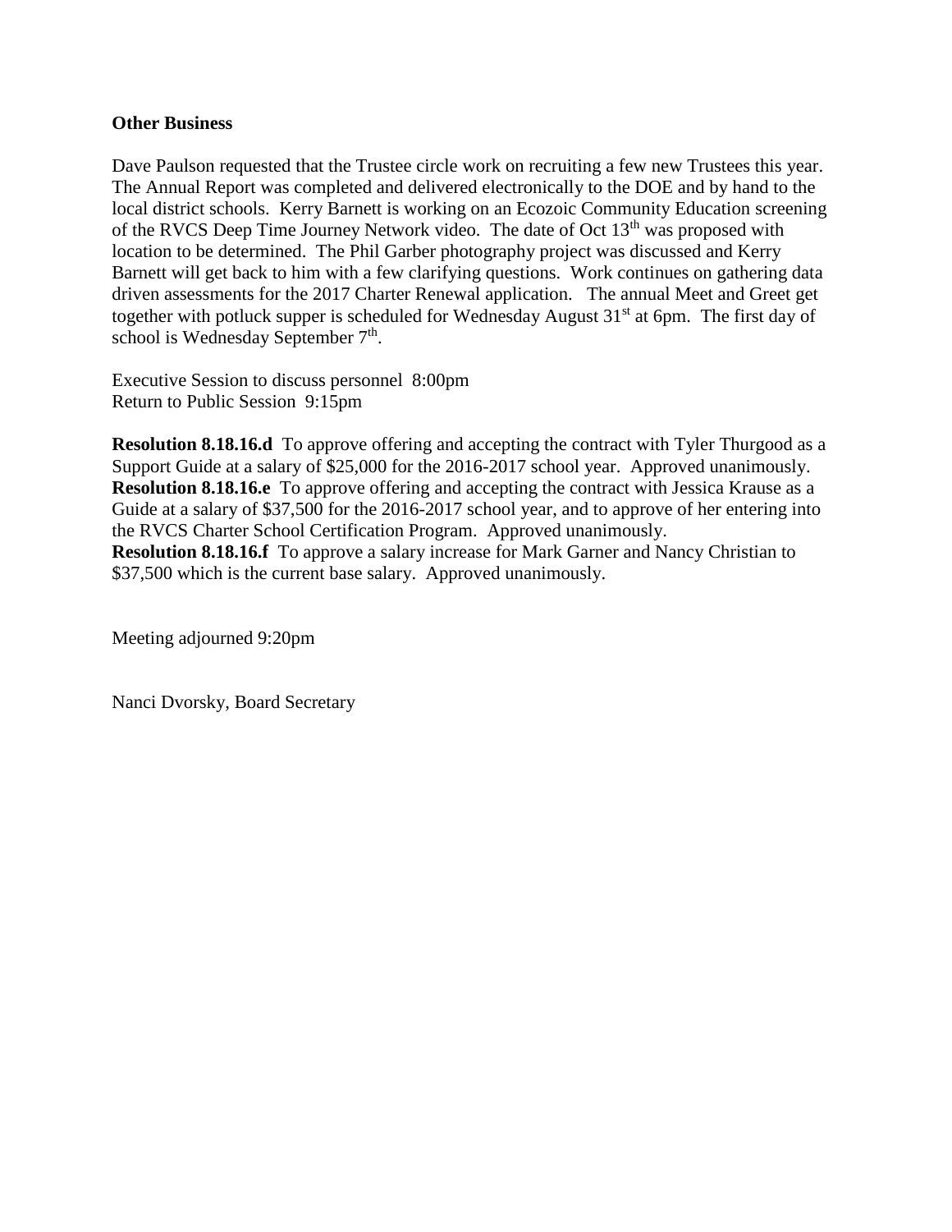**Other Business**

Dave Paulson requested that the Trustee circle work on recruiting a few new Trustees this year. The Annual Report was completed and delivered electronically to the DOE and by hand to the local district schools. Kerry Barnett is working on an Ecozoic Community Education screening of the RVCS Deep Time Journey Network video. The date of Oct 13th was proposed with location to be determined. The Phil Garber photography project was discussed and Kerry Barnett will get back to him with a few clarifying questions. Work continues on gathering data driven assessments for the 2017 Charter Renewal application. The annual Meet and Greet get together with potluck supper is scheduled for Wednesday August 31st at 6pm. The first day of school is Wednesday September 7th.

Executive Session to discuss personnel 8:00pm
Return to Public Session 9:15pm

**Resolution 8.18.16.d** To approve offering and accepting the contract with Tyler Thurgood as a Support Guide at a salary of $25,000 for the 2016-2017 school year. Approved unanimously.
**Resolution 8.18.16.e** To approve offering and accepting the contract with Jessica Krause as a Guide at a salary of $37,500 for the 2016-2017 school year, and to approve of her entering into the RVCS Charter School Certification Program. Approved unanimously.
**Resolution 8.18.16.f** To approve a salary increase for Mark Garner and Nancy Christian to $37,500 which is the current base salary. Approved unanimously.

Meeting adjourned 9:20pm

Nanci Dvorsky, Board Secretary